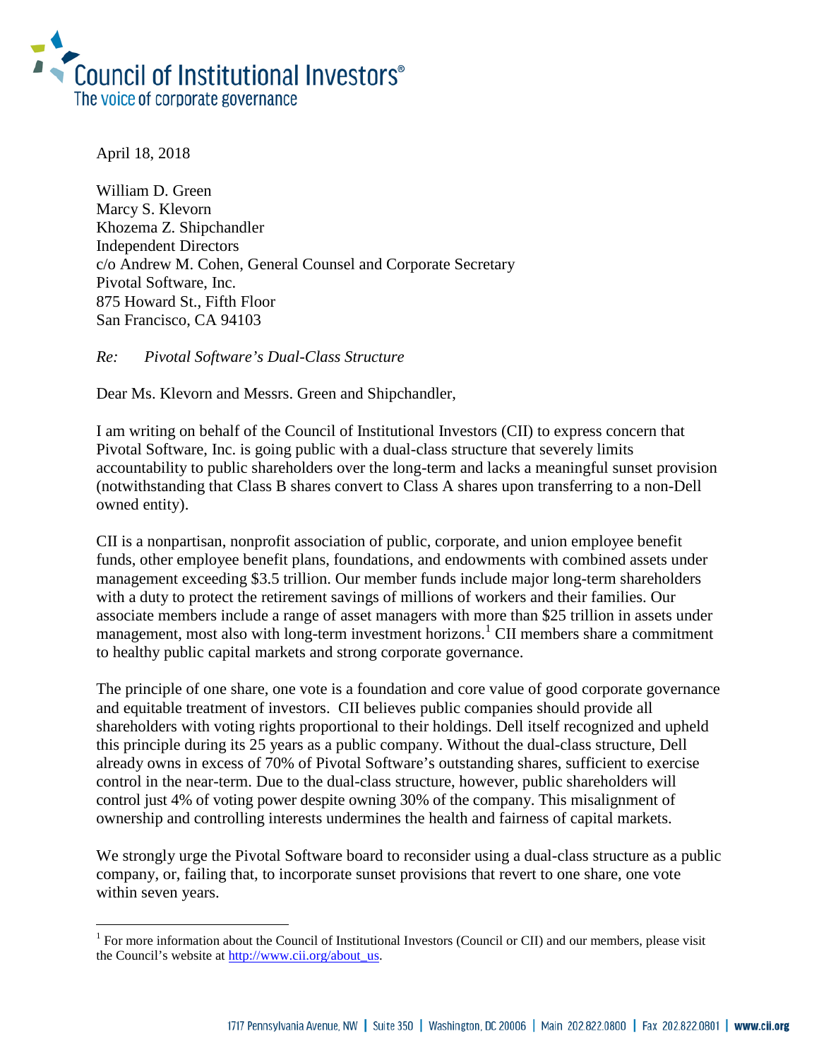Council of Institutional Investors®
The voice of corporate governance

April 18, 2018

William D. Green
Marcy S. Klevorn
Khozema Z. Shipchandler
Independent Directors
c/o Andrew M. Cohen, General Counsel and Corporate Secretary
Pivotal Software, Inc.
875 Howard St., Fifth Floor
San Francisco, CA 94103

*Re: Pivotal Software's Dual-Class Structure*

Dear Ms. Klevorn and Messrs. Green and Shipchandler,

I am writing on behalf of the Council of Institutional Investors (CII) to express concern that Pivotal Software, Inc. is going public with a dual-class structure that severely limits accountability to public shareholders over the long-term and lacks a meaningful sunset provision (notwithstanding that Class B shares convert to Class A shares upon transferring to a non-Dell owned entity).

CII is a nonpartisan, nonprofit association of public, corporate, and union employee benefit funds, other employee benefit plans, foundations, and endowments with combined assets under management exceeding $3.5 trillion. Our member funds include major long-term shareholders with a duty to protect the retirement savings of millions of workers and their families. Our associate members include a range of asset managers with more than $25 trillion in assets under management, most also with long-term investment horizons.[1] CII members share a commitment to healthy public capital markets and strong corporate governance.

The principle of one share, one vote is a foundation and core value of good corporate governance and equitable treatment of investors. CII believes public companies should provide all shareholders with voting rights proportional to their holdings. Dell itself recognized and upheld this principle during its 25 years as a public company. Without the dual-class structure, Dell already owns in excess of 70% of Pivotal Software's outstanding shares, sufficient to exercise control in the near-term. Due to the dual-class structure, however, public shareholders will control just 4% of voting power despite owning 30% of the company. This misalignment of ownership and controlling interests undermines the health and fairness of capital markets.

We strongly urge the Pivotal Software board to reconsider using a dual-class structure as a public company, or, failing that, to incorporate sunset provisions that revert to one share, one vote within seven years.

---

[1] For more information about the Council of Institutional Investors (Council or CII) and our members, please visit the Council's website at http://www.cii.org/about_us.

1717 Pennsylvania Avenue, NW | Suite 350 | Washington, DC 20006 | Main 202.822.0800 | Fax 202.822.0801 | www.cii.org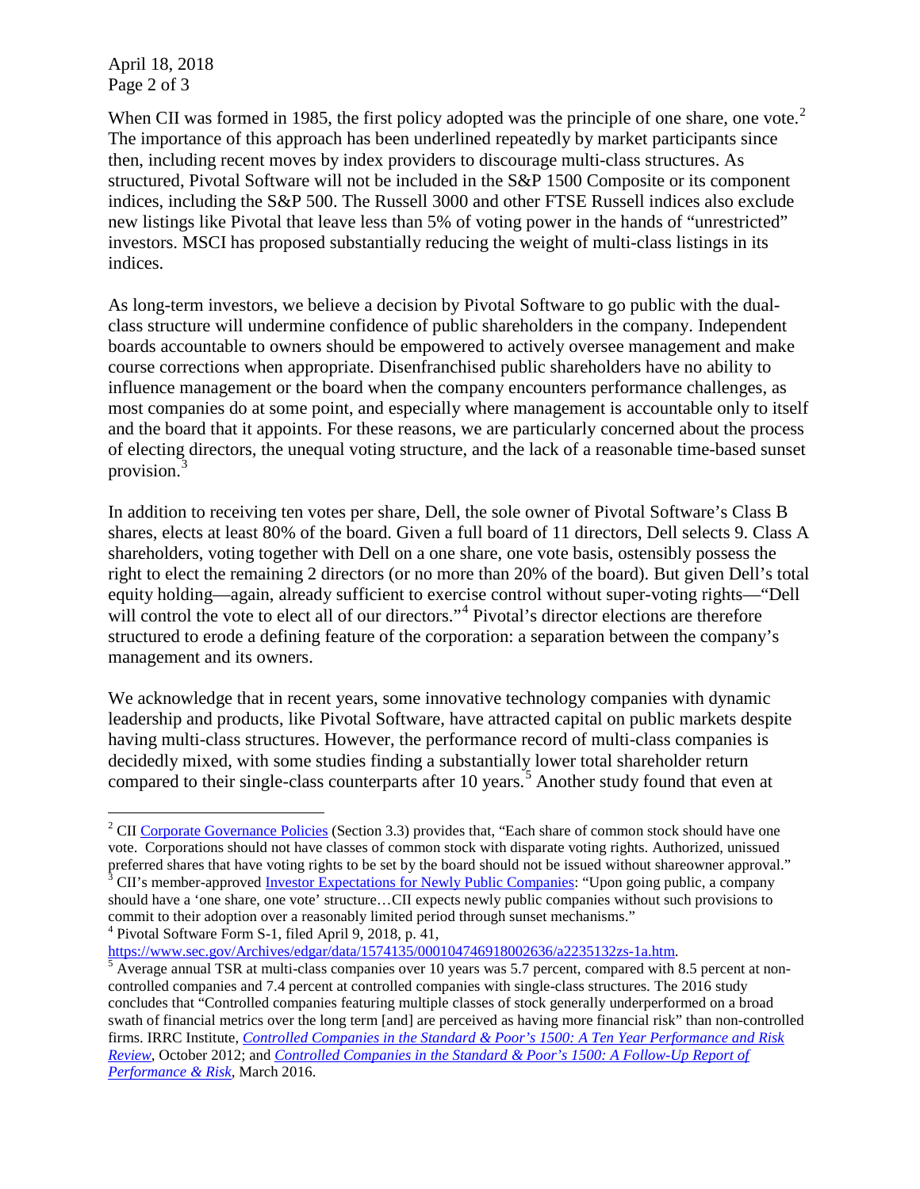When CII was formed in 1985, the first policy adopted was the principle of one share, one vote.[2] The importance of this approach has been underlined repeatedly by market participants since then, including recent moves by index providers to discourage multi-class structures. As structured, Pivotal Software will not be included in the S&P 1500 Composite or its component indices, including the S&P 500. The Russell 3000 and other FTSE Russell indices also exclude new listings like Pivotal that leave less than 5% of voting power in the hands of "unrestricted" investors. MSCI has proposed substantially reducing the weight of multi-class listings in its indices.

As long-term investors, we believe a decision by Pivotal Software to go public with the dual-class structure will undermine confidence of public shareholders in the company. Independent boards accountable to owners should be empowered to actively oversee management and make course corrections when appropriate. Disenfranchised public shareholders have no ability to influence management or the board when the company encounters performance challenges, as most companies do at some point, and especially where management is accountable only to itself and the board that it appoints. For these reasons, we are particularly concerned about the process of electing directors, the unequal voting structure, and the lack of a reasonable time-based sunset provision.[3]

In addition to receiving ten votes per share, Dell, the sole owner of Pivotal Software's Class B shares, elects at least 80% of the board. Given a full board of 11 directors, Dell selects 9. Class A shareholders, voting together with Dell on a one share, one vote basis, ostensibly possess the right to elect the remaining 2 directors (or no more than 20% of the board). But given Dell's total equity holding—again, already sufficient to exercise control without super-voting rights—"Dell will control the vote to elect all of our directors."[4] Pivotal's director elections are therefore structured to erode a defining feature of the corporation: a separation between the company's management and its owners.

We acknowledge that in recent years, some innovative technology companies with dynamic leadership and products, like Pivotal Software, have attracted capital on public markets despite having multi-class structures. However, the performance record of multi-class companies is decidedly mixed, with some studies finding a substantially lower total shareholder return compared to their single-class counterparts after 10 years.[5] Another study found that even at

---

[2] CII Corporate Governance Policies (Section 3.3) provides that, "Each share of common stock should have one vote. Corporations should not have classes of common stock with disparate voting rights. Authorized, unissued preferred shares that have voting rights to be set by the board should not be issued without shareowner approval."

[3] CII's member-approved Investor Expectations for Newly Public Companies: "Upon going public, a company should have a 'one share, one vote' structure…CII expects newly public companies without such provisions to commit to their adoption over a reasonably limited period through sunset mechanisms."

[4] Pivotal Software Form S-1, filed April 9, 2018, p. 41, https://www.sec.gov/Archives/edgar/data/1574135/000104746918002636/a2235132zs-1a.htm.

[5] Average annual TSR at multi-class companies over 10 years was 5.7 percent, compared with 8.5 percent at non-controlled companies and 7.4 percent at controlled companies with single-class structures. The 2016 study concludes that "Controlled companies featuring multiple classes of stock generally underperformed on a broad swath of financial metrics over the long term [and] are perceived as having more financial risk" than non-controlled firms. IRRC Institute, *Controlled Companies in the Standard & Poor's 1500: A Ten Year Performance and Risk Review*, October 2012; and *Controlled Companies in the Standard & Poor's 1500: A Follow-Up Report of Performance & Risk*, March 2016.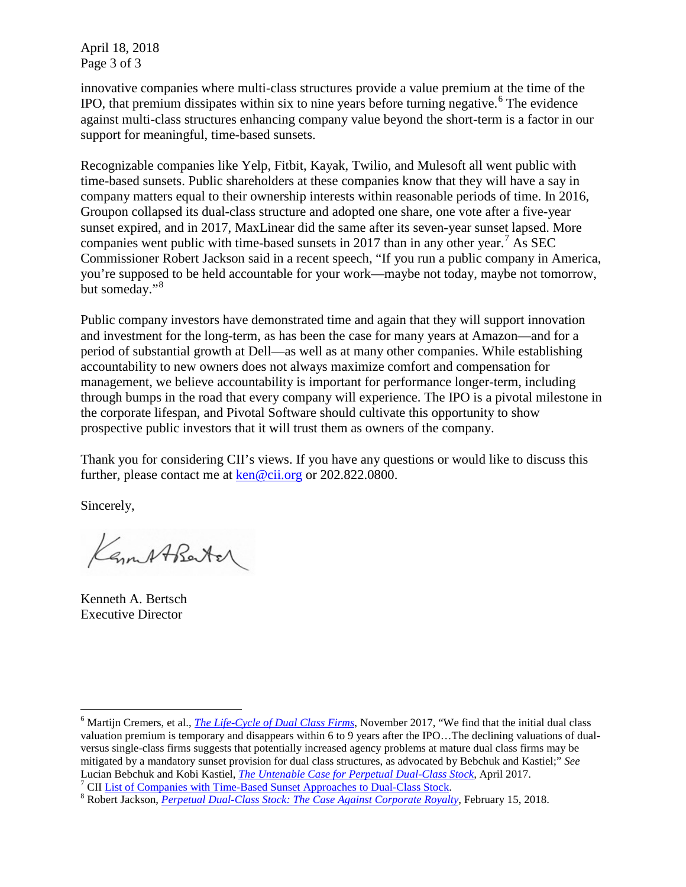innovative companies where multi-class structures provide a value premium at the time of the IPO, that premium dissipates within six to nine years before turning negative.[6] The evidence against multi-class structures enhancing company value beyond the short-term is a factor in our support for meaningful, time-based sunsets.

Recognizable companies like Yelp, Fitbit, Kayak, Twilio, and Mulesoft all went public with time-based sunsets. Public shareholders at these companies know that they will have a say in company matters equal to their ownership interests within reasonable periods of time. In 2016, Groupon collapsed its dual-class structure and adopted one share, one vote after a five-year sunset expired, and in 2017, MaxLinear did the same after its seven-year sunset lapsed. More companies went public with time-based sunsets in 2017 than in any other year.[7] As SEC Commissioner Robert Jackson said in a recent speech, "If you run a public company in America, you're supposed to be held accountable for your work—maybe not today, maybe not tomorrow, but someday."[8]

Public company investors have demonstrated time and again that they will support innovation and investment for the long-term, as has been the case for many years at Amazon—and for a period of substantial growth at Dell—as well as at many other companies. While establishing accountability to new owners does not always maximize comfort and compensation for management, we believe accountability is important for performance longer-term, including through bumps in the road that every company will experience. The IPO is a pivotal milestone in the corporate lifespan, and Pivotal Software should cultivate this opportunity to show prospective public investors that it will trust them as owners of the company.

Thank you for considering CII's views. If you have any questions or would like to discuss this further, please contact me at ken@cii.org or 202.822.0800.

Sincerely,

Kenneth A. Bertsch
Executive Director

---

[6] Martijn Cremers, et al., *The Life-Cycle of Dual Class Firms*, November 2017, "We find that the initial dual class valuation premium is temporary and disappears within 6 to 9 years after the IPO…The declining valuations of dual- versus single-class firms suggests that potentially increased agency problems at mature dual class firms may be mitigated by a mandatory sunset provision for dual class structures, as advocated by Bebchuk and Kastiel;" *See* Lucian Bebchuk and Kobi Kastiel, *The Untenable Case for Perpetual Dual-Class Stock*, April 2017.

[7] CII List of Companies with Time-Based Sunset Approaches to Dual-Class Stock.

[8] Robert Jackson, *Perpetual Dual-Class Stock: The Case Against Corporate Royalty*, February 15, 2018.